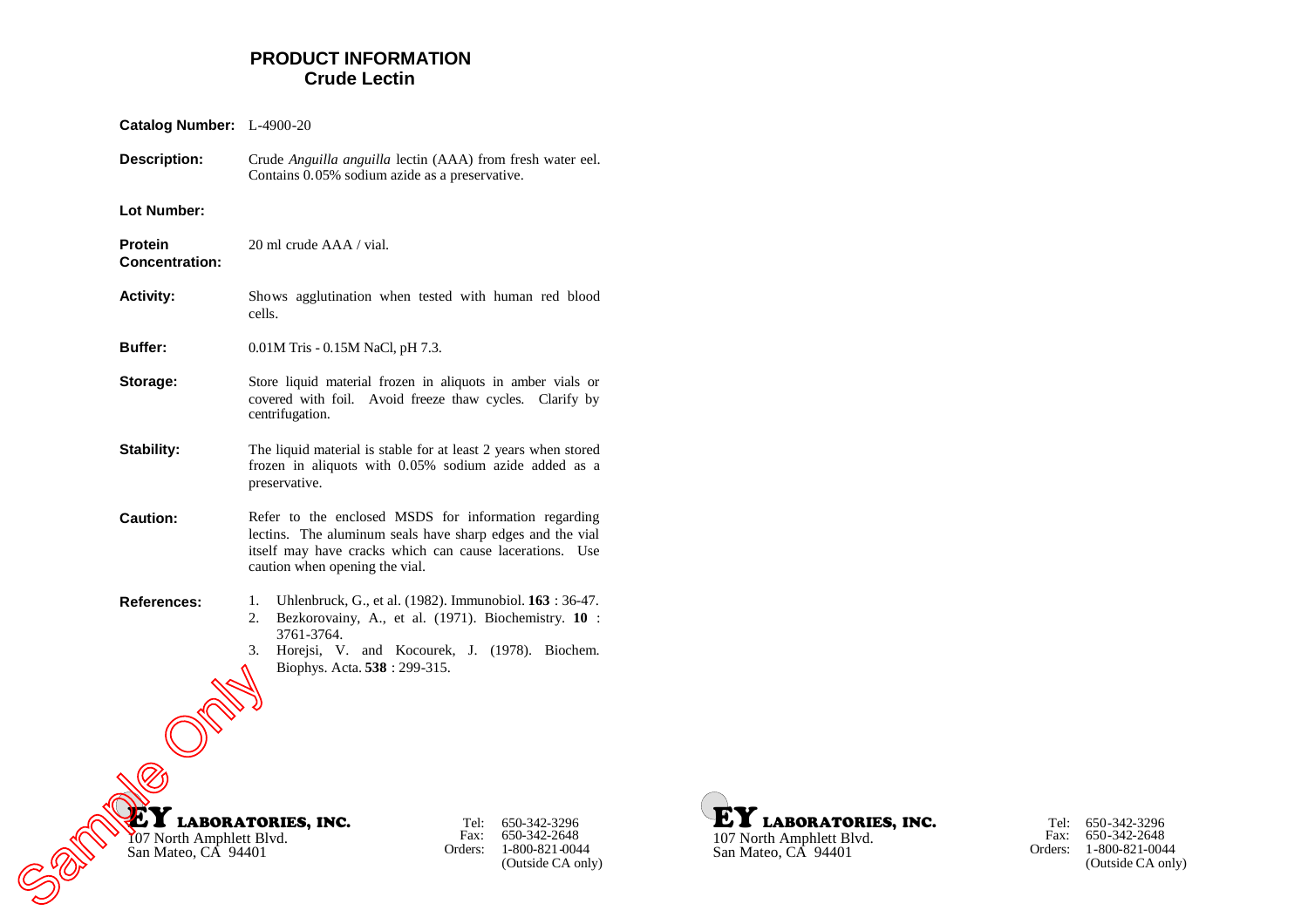# PRODUCT INFORMATION
## Crude Lectin

**Catalog Number:** L-4900-20

**Description:** Crude *Anguilla anguilla* lectin (AAA) from fresh water eel. Contains 0.05% sodium azide as a preservative.

**Lot Number:**

**Protein Concentration:** 20 ml crude AAA / vial.

**Activity:** Shows agglutination when tested with human red blood cells.

**Buffer:** 0.01M Tris - 0.15M NaCl, pH 7.3.

**Storage:** Store liquid material frozen in aliquots in amber vials or covered with foil. Avoid freeze thaw cycles. Clarify by centrifugation.

**Stability:** The liquid material is stable for at least 2 years when stored frozen in aliquots with 0.05% sodium azide added as a preservative.

**Caution:** Refer to the enclosed MSDS for information regarding lectins. The aluminum seals have sharp edges and the vial itself may have cracks which can cause lacerations. Use caution when opening the vial.

**References:**

1. Uhlenbruck, G., et al. (1982). Immunobiol. **163** : 36-47.
2. Bezkorovainy, A., et al. (1971). Biochemistry. **10** : 3761-3764.
3. Horejsi, V. and Kocourek, J. (1978). Biochem. Biophys. Acta. **538** : 299-315.

Sample Only

**EY LABORATORIES, INC.**
107 North Amphlett Blvd.
San Mateo, CA 94401

Tel: 650-342-3296
Fax: 650-342-2648
Orders: 1-800-821-0044 (Outside CA only)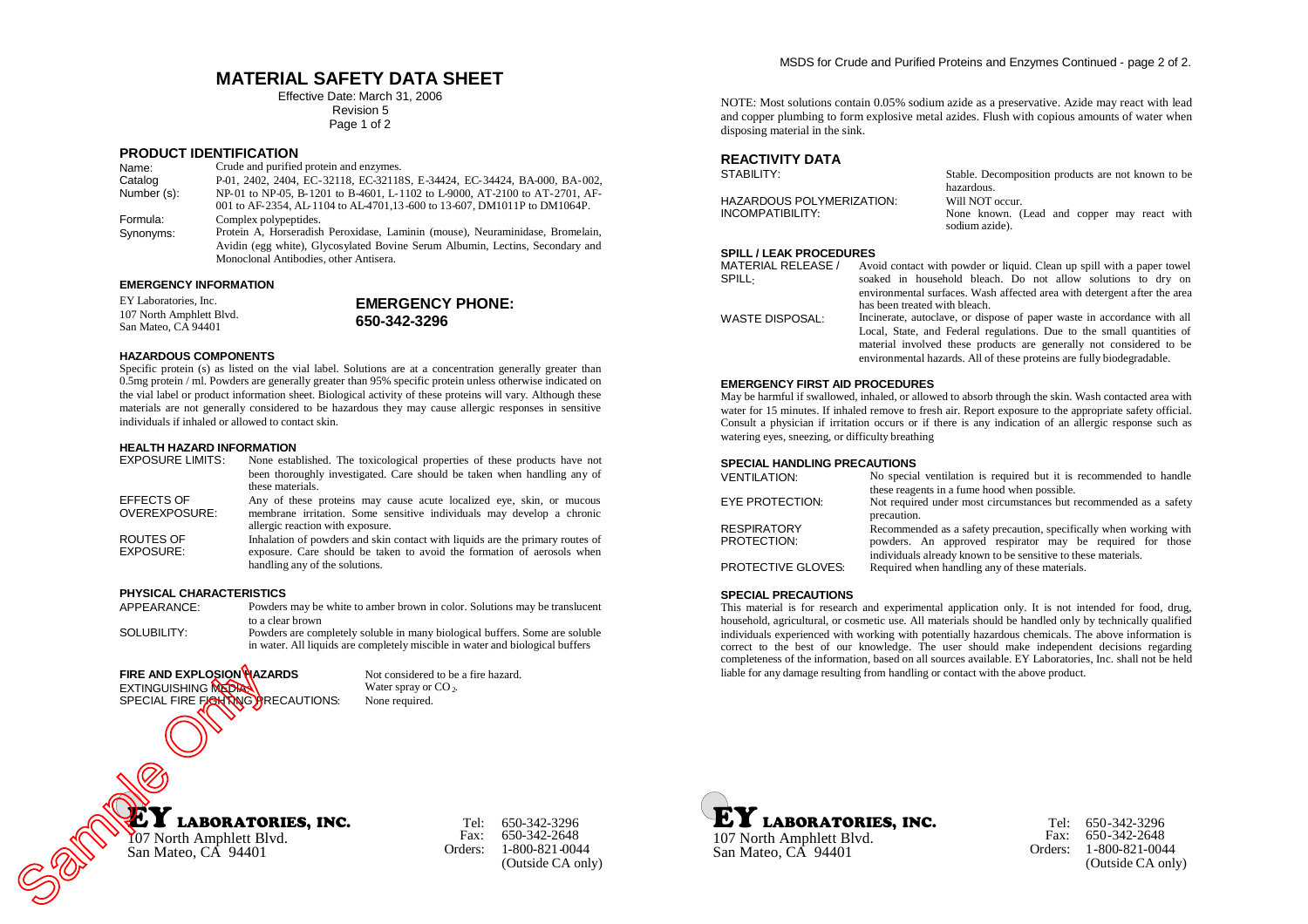# MATERIAL SAFETY DATA SHEET

Effective Date: March 31, 2006
Revision 5

## PRODUCT IDENTIFICATION

| | |
|---|---|
| Name: | Crude and purified protein and enzymes. |
| Catalog Number (s): | P-01, 2402, 2404, EC-32118, EC-32118S, E-34424, EC-34424, BA-000, BA-002, NP-01 to NP-05, B-1201 to B-4601, L-1102 to L-9000, AT-2100 to AT-2701, AF-001 to AF-2354, AL-1104 to AL-4701,13-600 to 13-607, DM1011P to DM1064P. |
| Formula: | Complex polypeptides. |
| Synonyms: | Protein A, Horseradish Peroxidase, Laminin (mouse), Neuraminidase, Bromelain, Avidin (egg white), Glycosylated Bovine Serum Albumin, Lectins, Secondary and Monoclonal Antibodies, other Antisera. |

### EMERGENCY INFORMATION

EY Laboratories, Inc.
107 North Amphlett Blvd.
San Mateo, CA 94401

**EMERGENCY PHONE: 650-342-3296**

### HAZARDOUS COMPONENTS

Specific protein (s) as listed on the vial label. Solutions are at a concentration generally greater than 0.5mg protein / ml. Powders are generally greater than 95% specific protein unless otherwise indicated on the vial label or product information sheet. Biological activity of these proteins will vary. Although these materials are not generally considered to be hazardous they may cause allergic responses in sensitive individuals if inhaled or allowed to contact skin.

### HEALTH HAZARD INFORMATION

| | |
|---|---|
| EXPOSURE LIMITS: | None established. The toxicological properties of these products have not been thoroughly investigated. Care should be taken when handling any of these materials. |
| EFFECTS OF OVEREXPOSURE: | Any of these proteins may cause acute localized eye, skin, or mucous membrane irritation. Some sensitive individuals may develop a chronic allergic reaction with exposure. |
| ROUTES OF EXPOSURE: | Inhalation of powders and skin contact with liquids are the primary routes of exposure. Care should be taken to avoid the formation of aerosols when handling any of the solutions. |

### PHYSICAL CHARACTERISTICS

| | |
|---|---|
| APPEARANCE: | Powders may be white to amber brown in color. Solutions may be translucent to a clear brown |
| SOLUBILITY: | Powders are completely soluble in many biological buffers. Some are soluble in water. All liquids are completely miscible in water and biological buffers |

| | |
|---|---|
| **FIRE AND EXPLOSION HAZARDS** | Not considered to be a fire hazard. |
| EXTINGUISHING MEDIA: | Water spray or $CO_2$. |
| SPECIAL FIRE FIGHTING PRECAUTIONS: | None required. |

Sample Only

**EY LABORATORIES, INC.**
107 North Amphlett Blvd.
San Mateo, CA 94401

Tel: 650-342-3296
Fax: 650-342-2648
Orders: 1-800-821-0044 (Outside CA only)

NOTE: Most solutions contain 0.05% sodium azide as a preservative. Azide may react with lead and copper plumbing to form explosive metal azides. Flush with copious amounts of water when disposing material in the sink.

## REACTIVITY DATA

| | |
|---|---|
| STABILITY: | Stable. Decomposition products are not known to be hazardous. |
| HAZARDOUS POLYMERIZATION: | Will NOT occur. |
| INCOMPATIBILITY: | None known. (Lead and copper may react with sodium azide). |

### SPILL / LEAK PROCEDURES

| | |
|---|---|
| MATERIAL RELEASE / SPILL: | Avoid contact with powder or liquid. Clean up spill with a paper towel soaked in household bleach. Do not allow solutions to dry on environmental surfaces. Wash affected area with detergent after the area has been treated with bleach. |
| WASTE DISPOSAL: | Incinerate, autoclave, or dispose of paper waste in accordance with all Local, State, and Federal regulations. Due to the small quantities of material involved these products are generally not considered to be environmental hazards. All of these proteins are fully biodegradable. |

### EMERGENCY FIRST AID PROCEDURES

May be harmful if swallowed, inhaled, or allowed to absorb through the skin. Wash contacted area with water for 15 minutes. If inhaled remove to fresh air. Report exposure to the appropriate safety official. Consult a physician if irritation occurs or if there is any indication of an allergic response such as watering eyes, sneezing, or difficulty breathing

### SPECIAL HANDLING PRECAUTIONS

| | |
|---|---|
| VENTILATION: | No special ventilation is required but it is recommended to handle these reagents in a fume hood when possible. |
| EYE PROTECTION: | Not required under most circumstances but recommended as a safety precaution. |
| RESPIRATORY PROTECTION: | Recommended as a safety precaution, specifically when working with powders. An approved respirator may be required for those individuals already known to be sensitive to these materials. |
| PROTECTIVE GLOVES: | Required when handling any of these materials. |

### SPECIAL PRECAUTIONS

This material is for research and experimental application only. It is not intended for food, drug, household, agricultural, or cosmetic use. All materials should be handled only by technically qualified individuals experienced with working with potentially hazardous chemicals. The above information is correct to the best of our knowledge. The user should make independent decisions regarding completeness of the information, based on all sources available. EY Laboratories, Inc. shall not be held liable for any damage resulting from handling or contact with the above product.

**EY LABORATORIES, INC.**
107 North Amphlett Blvd.
San Mateo, CA 94401

Tel: 650-342-3296
Fax: 650-342-2648
Orders: 1-800-821-0044 (Outside CA only)